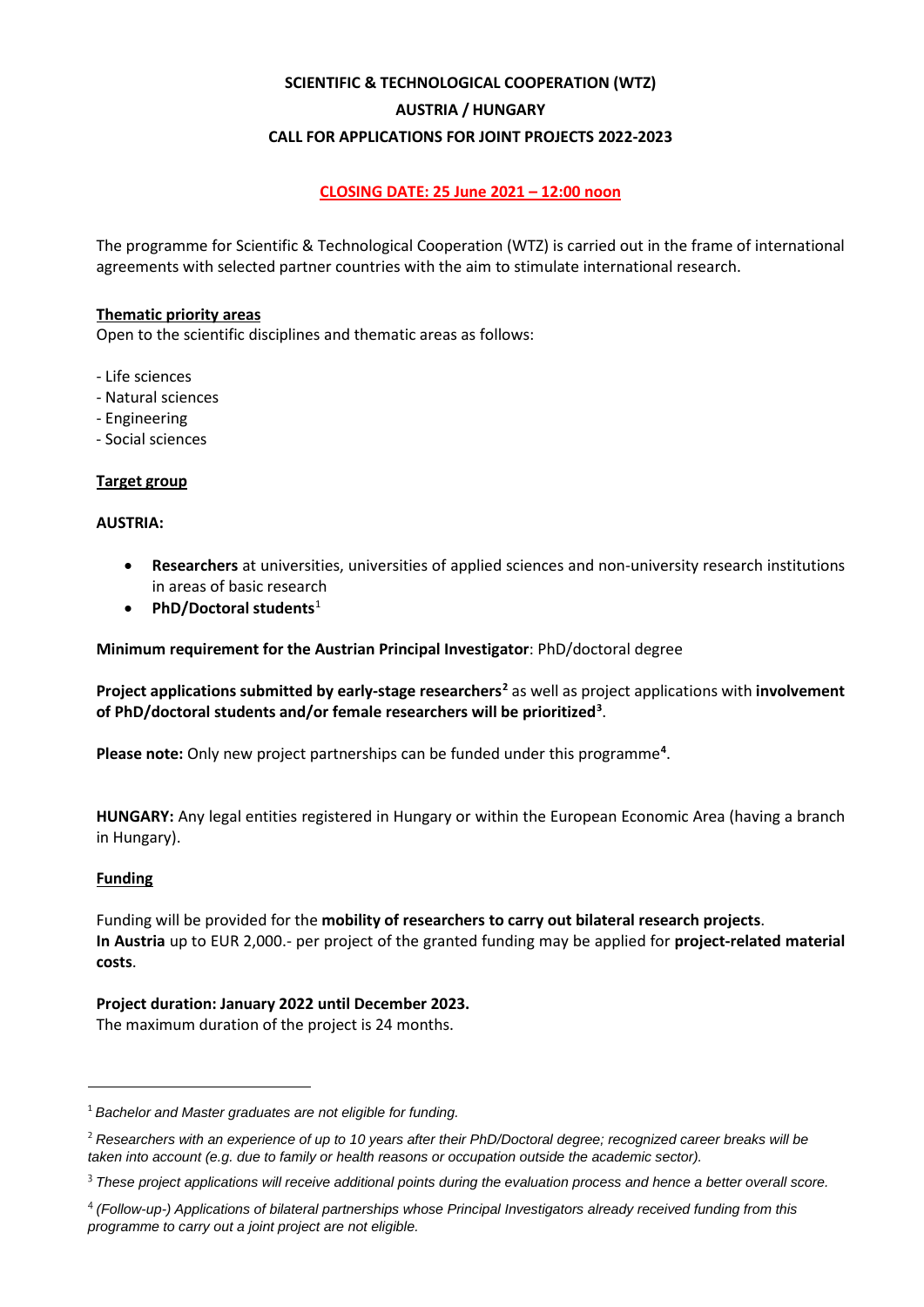# SCIENTIFIC & TECHNOLOGICAL COOPERATION (WTZ)
# AUSTRIA / HUNGARY
# CALL FOR APPLICATIONS FOR JOINT PROJECTS 2022-2023

**CLOSING DATE: 25 June 2021 – 12:00 noon**

The programme for Scientific & Technological Cooperation (WTZ) is carried out in the frame of international agreements with selected partner countries with the aim to stimulate international research.

## Thematic priority areas

Open to the scientific disciplines and thematic areas as follows:

- Life sciences
- Natural sciences
- Engineering
- Social sciences

## Target group

**AUSTRIA:**

- **Researchers** at universities, universities of applied sciences and non-university research institutions in areas of basic research
- **PhD/Doctoral students**[1]

**Minimum requirement for the Austrian Principal Investigator**: PhD/doctoral degree

**Project applications submitted by early-stage researchers[2]** as well as project applications with **involvement of PhD/doctoral students and/or female researchers will be prioritized[3]**.

**Please note:** Only new project partnerships can be funded under this programme[4].

**HUNGARY:** Any legal entities registered in Hungary or within the European Economic Area (having a branch in Hungary).

## Funding

Funding will be provided for the **mobility of researchers to carry out bilateral research projects**.
**In Austria** up to EUR 2,000.- per project of the granted funding may be applied for **project-related material costs**.

**Project duration: January 2022 until December 2023.**
The maximum duration of the project is 24 months.

---

[1] *Bachelor and Master graduates are not eligible for funding.*

[2] *Researchers with an experience of up to 10 years after their PhD/Doctoral degree; recognized career breaks will be taken into account (e.g. due to family or health reasons or occupation outside the academic sector).*

[3] *These project applications will receive additional points during the evaluation process and hence a better overall score.*

[4] *(Follow-up-) Applications of bilateral partnerships whose Principal Investigators already received funding from this programme to carry out a joint project are not eligible.*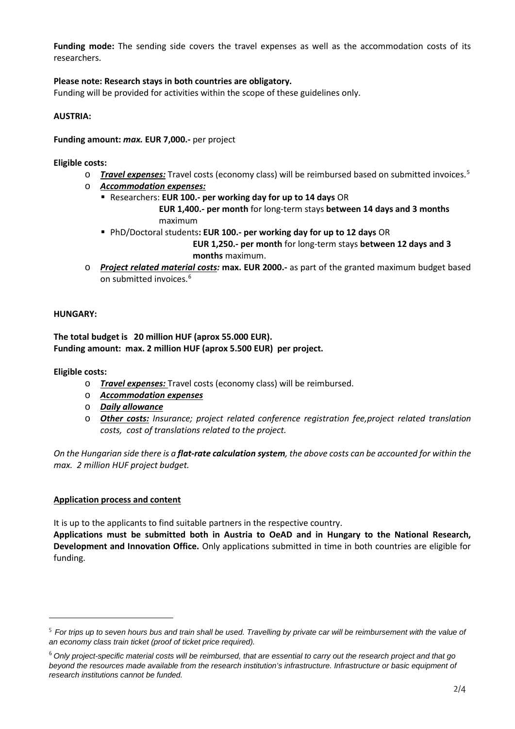**Funding mode:** The sending side covers the travel expenses as well as the accommodation costs of its researchers.

**Please note: Research stays in both countries are obligatory.**
Funding will be provided for activities within the scope of these guidelines only.

**AUSTRIA:**

**Funding amount:** ***max.*** **EUR 7,000.-** per project

**Eligible costs:**

- ***Travel expenses:*** Travel costs (economy class) will be reimbursed based on submitted invoices.[5]
- ***Accommodation expenses:***
  - Researchers: **EUR 100.- per working day for up to 14 days** OR **EUR 1,400.- per month** for long-term stays **between 14 days and 3 months** maximum
  - PhD/Doctoral students**: EUR 100.- per working day for up to 12 days** OR **EUR 1,250.- per month** for long-term stays **between 12 days and 3 months** maximum.
- ***Project related material costs:*** **max. EUR 2000.-** as part of the granted maximum budget based on submitted invoices.[6]

**HUNGARY:**

**The total budget is 20 million HUF (aprox 55.000 EUR).**
**Funding amount: max. 2 million HUF (aprox 5.500 EUR) per project.**

**Eligible costs:**

- ***Travel expenses:*** Travel costs (economy class) will be reimbursed.
- ***Accommodation expenses***
- ***Daily allowance***
- ***Other costs:*** *Insurance; project related conference registration fee,project related translation costs, cost of translations related to the project.*

*On the Hungarian side there is a* ***flat-rate calculation system****, the above costs can be accounted for within the max. 2 million HUF project budget.*

**Application process and content**

It is up to the applicants to find suitable partners in the respective country.
**Applications must be submitted both in Austria to OeAD and in Hungary to the National Research, Development and Innovation Office.** Only applications submitted in time in both countries are eligible for funding.

---

[5] *For trips up to seven hours bus and train shall be used. Travelling by private car will be reimbursement with the value of an economy class train ticket (proof of ticket price required).*

[6] *Only project-specific material costs will be reimbursed, that are essential to carry out the research project and that go beyond the resources made available from the research institution's infrastructure. Infrastructure or basic equipment of research institutions cannot be funded.*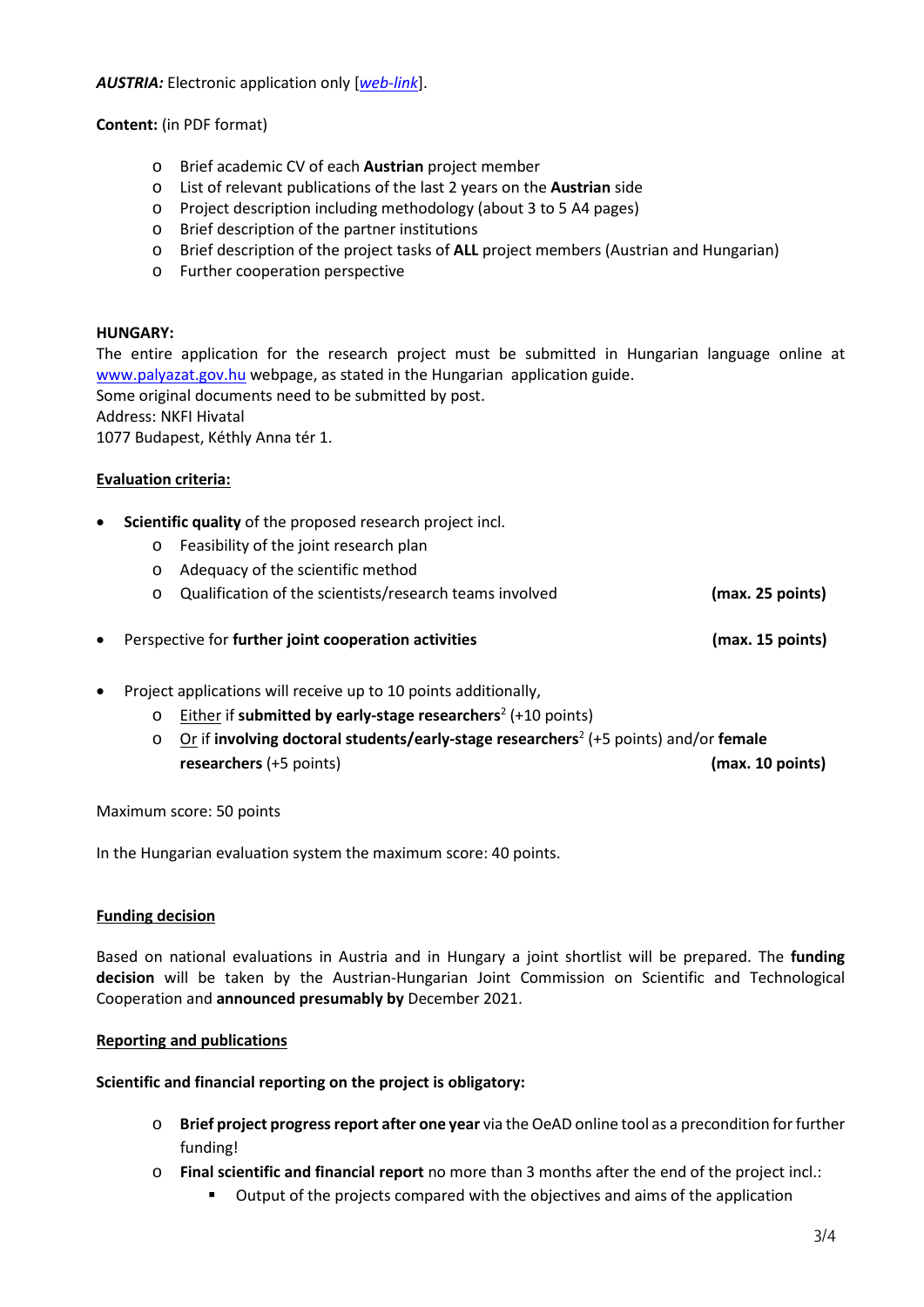***AUSTRIA:*** Electronic application only [*web-link*].

**Content:** (in PDF format)

- Brief academic CV of each **Austrian** project member
- List of relevant publications of the last 2 years on the **Austrian** side
- Project description including methodology (about 3 to 5 A4 pages)
- Brief description of the partner institutions
- Brief description of the project tasks of **ALL** project members (Austrian and Hungarian)
- Further cooperation perspective

**HUNGARY:**

The entire application for the research project must be submitted in Hungarian language online at www.palyazat.gov.hu webpage, as stated in the Hungarian application guide.
Some original documents need to be submitted by post.
Address: NKFI Hivatal
1077 Budapest, Kéthly Anna tér 1.

**Evaluation criteria:**

- **Scientific quality** of the proposed research project incl.
  - Feasibility of the joint research plan
  - Adequacy of the scientific method
  - Qualification of the scientists/research teams involved **(max. 25 points)**
- Perspective for **further joint cooperation activities** **(max. 15 points)**
- Project applications will receive up to 10 points additionally,
  - Either if **submitted by early-stage researchers**[2] (+10 points)
  - Or if **involving doctoral students/early-stage researchers**[2] (+5 points) and/or **female researchers** (+5 points) **(max. 10 points)**

Maximum score: 50 points

In the Hungarian evaluation system the maximum score: 40 points.

**Funding decision**

Based on national evaluations in Austria and in Hungary a joint shortlist will be prepared. The **funding decision** will be taken by the Austrian-Hungarian Joint Commission on Scientific and Technological Cooperation and **announced presumably by** December 2021.

**Reporting and publications**

**Scientific and financial reporting on the project is obligatory:**

- **Brief project progress report after one year** via the OeAD online tool as a precondition for further funding!
- **Final scientific and financial report** no more than 3 months after the end of the project incl.:
  - Output of the projects compared with the objectives and aims of the application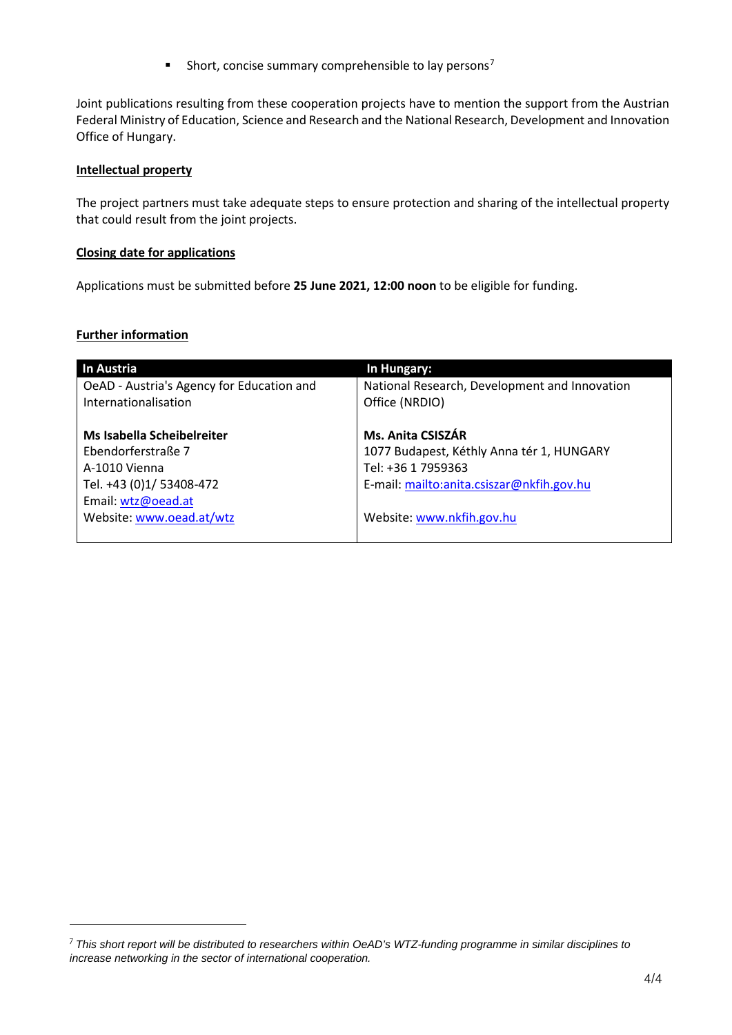- Short, concise summary comprehensible to lay persons[7]

Joint publications resulting from these cooperation projects have to mention the support from the Austrian Federal Ministry of Education, Science and Research and the National Research, Development and Innovation Office of Hungary.

**Intellectual property**

The project partners must take adequate steps to ensure protection and sharing of the intellectual property that could result from the joint projects.

**Closing date for applications**

Applications must be submitted before **25 June 2021, 12:00 noon** to be eligible for funding.

**Further information**

| In Austria | In Hungary: |
|---|---|
| OeAD - Austria's Agency for Education and Internationalisation<br><br>**Ms Isabella Scheibelreiter**<br>Ebendorferstraße 7<br>A-1010 Vienna<br>Tel. +43 (0)1/ 53408-472<br>Email: wtz@oead.at<br>Website: www.oead.at/wtz | National Research, Development and Innovation Office (NRDIO)<br><br>**Ms. Anita CSISZÁR**<br>1077 Budapest, Kéthly Anna tér 1, HUNGARY<br>Tel: +36 1 7959363<br>E-mail: mailto:anita.csiszar@nkfih.gov.hu<br><br>Website: www.nkfih.gov.hu |

[7] *This short report will be distributed to researchers within OeAD's WTZ-funding programme in similar disciplines to increase networking in the sector of international cooperation.*